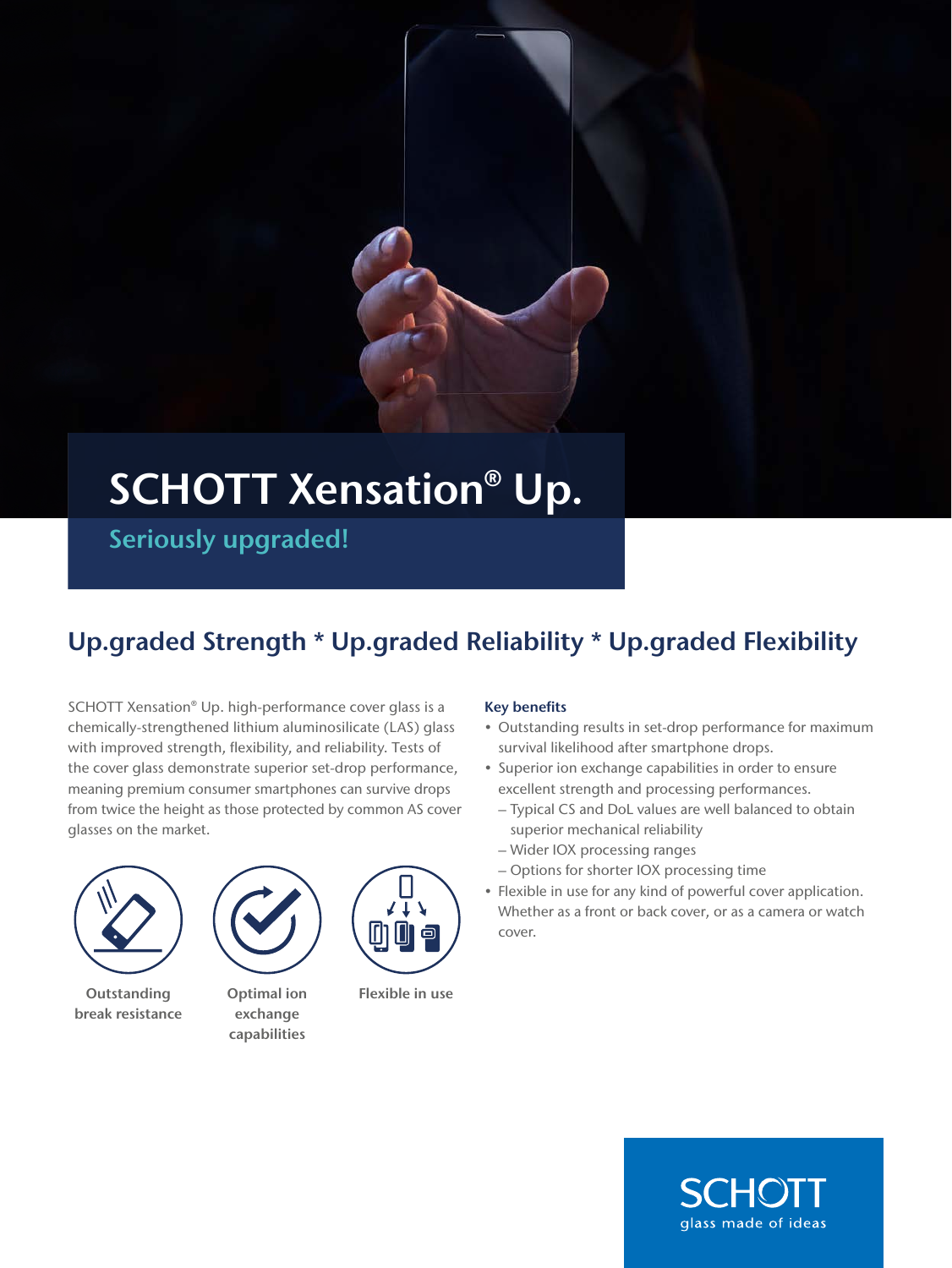# SCHOTT Xensation® Up.

**Seriously upgraded!**

## Up.graded Strength * Up.graded Reliability * Up.graded Flexibility

SCHOTT Xensation® Up. high-performance cover glass is a chemically-strengthened lithium aluminosilicate (LAS) glass with improved strength, flexibility, and reliability. Tests of the cover glass demonstrate superior set-drop performance, meaning premium consumer smartphones can survive drops from twice the height as those protected by common AS cover glasses on the market.

**Outstanding break resistance**

**Optimal ion exchange capabilities**

**Flexible in use**

### Key benefits

- Outstanding results in set-drop performance for maximum survival likelihood after smartphone drops.
- Superior ion exchange capabilities in order to ensure excellent strength and processing performances.
  - Typical CS and DoL values are well balanced to obtain superior mechanical reliability
  - Wider IOX processing ranges
  - Options for shorter IOX processing time
- Flexible in use for any kind of powerful cover application. Whether as a front or back cover, or as a camera or watch cover.

SCHOTT
glass made of ideas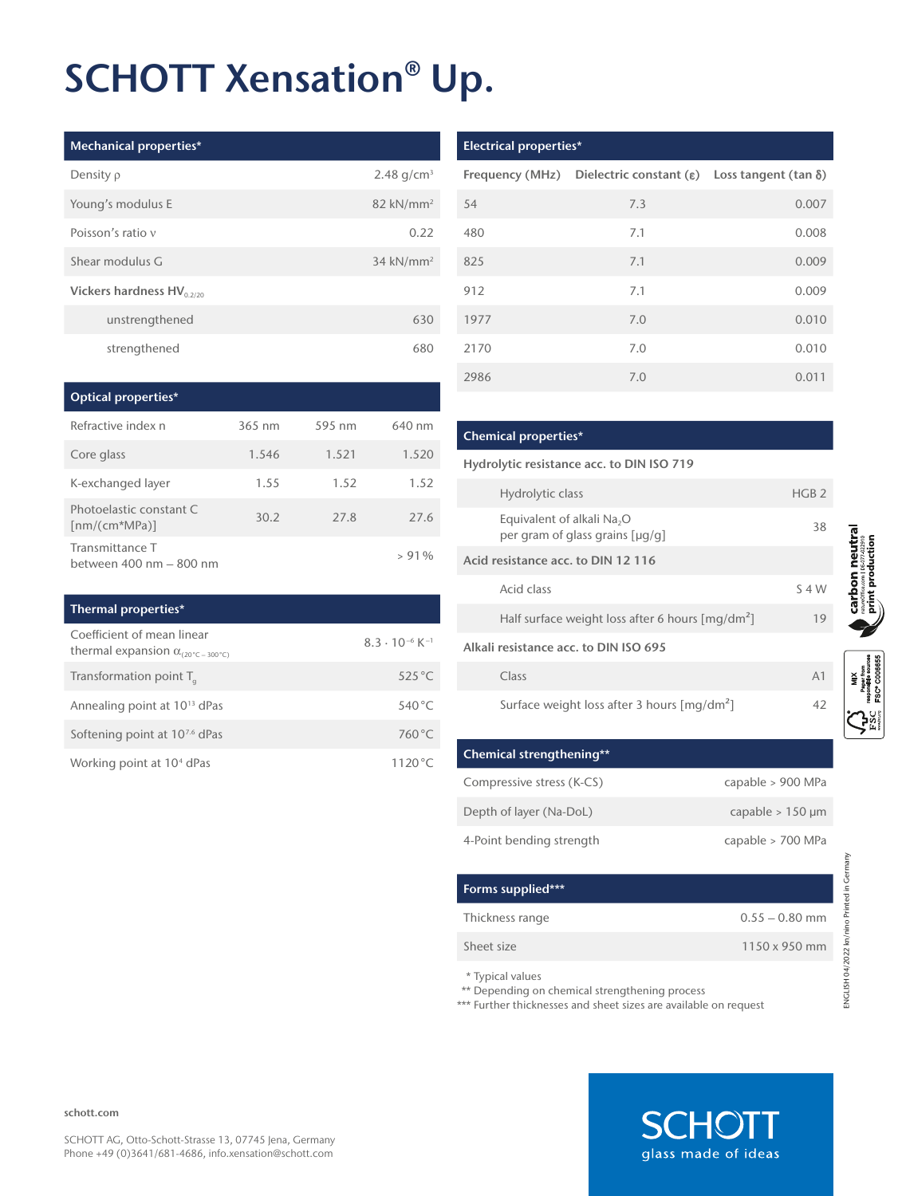# SCHOTT Xensation® Up.

| Mechanical properties* | |
|---|---|
| Density ρ | 2.48 g/cm³ |
| Young's modulus E | 82 kN/mm² |
| Poisson's ratio ν | 0.22 |
| Shear modulus G | 34 kN/mm² |
| **Vickers hardness $HV_{0.2/20}$** | |
| unstrengthened | 630 |
| strengthened | 680 |

| Optical properties* | | | |
|---|---|---|---|
| Refractive index n | 365 nm | 595 nm | 640 nm |
| Core glass | 1.546 | 1.521 | 1.520 |
| K-exchanged layer | 1.55 | 1.52 | 1.52 |
| Photoelastic constant C [nm/(cm*MPa)] | 30.2 | 27.8 | 27.6 |
| Transmittance T between 400 nm – 800 nm | | | > 91 % |

| Thermal properties* | |
|---|---|
| Coefficient of mean linear thermal expansion $\alpha_{(20°C - 300°C)}$ | $8.3 \cdot 10^{-6}$ $K^{-1}$ |
| Transformation point $T_g$ | 525 °C |
| Annealing point at $10^{13}$ dPas | 540 °C |
| Softening point at $10^{7.6}$ dPas | 760 °C |
| Working point at $10^{4}$ dPas | 1120 °C |

| Electrical properties* | | |
|---|---|---|
| Frequency (MHz) | Dielectric constant (ε) | Loss tangent (tan δ) |
| 54 | 7.3 | 0.007 |
| 480 | 7.1 | 0.008 |
| 825 | 7.1 | 0.009 |
| 912 | 7.1 | 0.009 |
| 1977 | 7.0 | 0.010 |
| 2170 | 7.0 | 0.010 |
| 2986 | 7.0 | 0.011 |

| Chemical properties* | |
|---|---|
| **Hydrolytic resistance acc. to DIN ISO 719** | |
| Hydrolytic class | HGB 2 |
| Equivalent of alkali $Na_2O$ per gram of glass grains [µg/g] | 38 |
| **Acid resistance acc. to DIN 12 116** | |
| Acid class | S 4 W |
| Half surface weight loss after 6 hours [mg/dm²] | 19 |
| **Alkali resistance acc. to DIN ISO 695** | |
| Class | A1 |
| Surface weight loss after 3 hours [mg/dm²] | 42 |

| Chemical strengthening** | |
|---|---|
| Compressive stress (K-CS) | capable > 900 MPa |
| Depth of layer (Na-DoL) | capable > 150 µm |
| 4-Point bending strength | capable > 700 MPa |

| Forms supplied*** | |
|---|---|
| Thickness range | 0.55 – 0.80 mm |
| Sheet size | 1150 x 950 mm |

\* Typical values
** Depending on chemical strengthening process
*** Further thicknesses and sheet sizes are available on request

ENGLISH 04/2022 kn/nino Printed in Germany

**schott.com**

SCHOTT AG, Otto-Schott-Strasse 13, 07745 Jena, Germany
Phone +49 (0)3641/681-4686, info.xensation@schott.com

SCHOTT
glass made of ideas